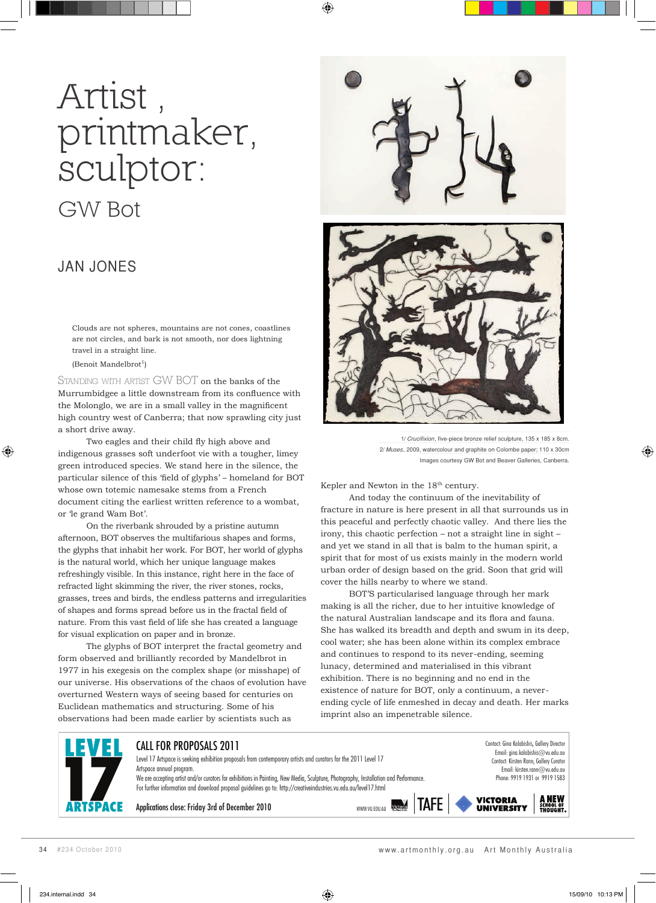# Artist , printmaker, sculptor:

## GW Bot

### JAN JONES

> Clouds are not spheres, mountains are not cones, coastlines are not circles, and bark is not smooth, nor does lightning travel in a straight line.
>
> (Benoit Mandelbrot[1])

STANDING WITH ARTIST GW BOT on the banks of the Murrumbidgee a little downstream from its confluence with the Molonglo, we are in a small valley in the magnificent high country west of Canberra; that now sprawling city just a short drive away.

Two eagles and their child fly high above and indigenous grasses soft underfoot vie with a tougher, limey green introduced species. We stand here in the silence, the particular silence of this 'field of glyphs' – homeland for BOT whose own totemic namesake stems from a French document citing the earliest written reference to a wombat, or 'le grand Wam Bot'.

On the riverbank shrouded by a pristine autumn afternoon, BOT observes the multifarious shapes and forms, the glyphs that inhabit her work. For BOT, her world of glyphs is the natural world, which her unique language makes refreshingly visible. In this instance, right here in the face of refracted light skimming the river, the river stones, rocks, grasses, trees and birds, the endless patterns and irregularities of shapes and forms spread before us in the fractal field of nature. From this vast field of life she has created a language for visual explication on paper and in bronze.

The glyphs of BOT interpret the fractal geometry and form observed and brilliantly recorded by Mandelbrot in 1977 in his exegesis on the complex shape (or misshape) of our universe. His observations of the chaos of evolution have overturned Western ways of seeing based for centuries on Euclidean mathematics and structuring. Some of his observations had been made earlier by scientists such as Kepler and Newton in the 18th century.

And today the continuum of the inevitability of fracture in nature is here present in all that surrounds us in this peaceful and perfectly chaotic valley. And there lies the irony, this chaotic perfection – not a straight line in sight – and yet we stand in all that is balm to the human spirit, a spirit that for most of us exists mainly in the modern world urban order of design based on the grid. Soon that grid will cover the hills nearby to where we stand.

BOT'S particularised language through her mark making is all the richer, due to her intuitive knowledge of the natural Australian landscape and its flora and fauna. She has walked its breadth and depth and swum in its deep, cool water; she has been alone within its complex embrace and continues to respond to its never-ending, seeming lunacy, determined and materialised in this vibrant exhibition. There is no beginning and no end in the existence of nature for BOT, only a continuum, a never-ending cycle of life enmeshed in decay and death. Her marks imprint also an impenetrable silence.

1/ *Crucifixion*, five-piece bronze relief sculpture, 135 x 185 x 8cm.
2/ *Muses*, 2009, watercolour and graphite on Colombe paper; 110 x 30cm
Images courtesy GW Bot and Beaver Galleries, Canberra.

---

**LEVEL 17 ARTSPACE**

**CALL FOR PROPOSALS 2011**

Level 17 Artspace is seeking exhibition proposals from contemporary artists and curators for the 2011 Level 17 Artspace annual program.
We are accepting artist and/or curators for exhibitions in Painting, New Media, Sculpture, Photography, Installation and Performance.
For further information and download proposal guidelines go to: http://creativeindustries.vu.edu.au/level17.html

Applications close: Friday 3rd of December 2010

Contact: Gina Kalabishis, Gallery Director
Email: gina.kalabishis@vu.edu.au
Contact: Kirsten Rann, Gallery Curator
Email: kirsten.rann@vu.edu.au
Phone: 9919 1931 or 9919 1583

WWW.VU.EDU.AU TAFE VICTORIA UNIVERSITY A NEW SCHOOL OF THOUGHT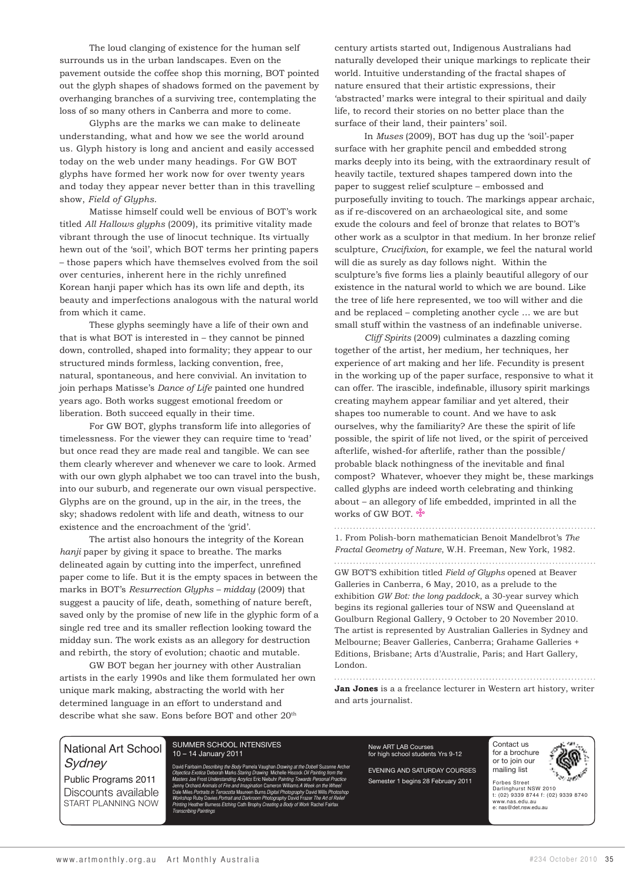The loud clanging of existence for the human self surrounds us in the urban landscapes. Even on the pavement outside the coffee shop this morning, BOT pointed out the glyph shapes of shadows formed on the pavement by overhanging branches of a surviving tree, contemplating the loss of so many others in Canberra and more to come.

Glyphs are the marks we can make to delineate understanding, what and how we see the world around us. Glyph history is long and ancient and easily accessed today on the web under many headings. For GW BOT glyphs have formed her work now for over twenty years and today they appear never better than in this travelling show, *Field of Glyphs*.

Matisse himself could well be envious of BOT's work titled *All Hallows glyphs* (2009), its primitive vitality made vibrant through the use of linocut technique. Its virtually hewn out of the 'soil', which BOT terms her printing papers – those papers which have themselves evolved from the soil over centuries, inherent here in the richly unrefined Korean hanji paper which has its own life and depth, its beauty and imperfections analogous with the natural world from which it came.

These glyphs seemingly have a life of their own and that is what BOT is interested in – they cannot be pinned down, controlled, shaped into formality; they appear to our structured minds formless, lacking convention, free, natural, spontaneous, and here convivial. An invitation to join perhaps Matisse's *Dance of Life* painted one hundred years ago. Both works suggest emotional freedom or liberation. Both succeed equally in their time.

For GW BOT, glyphs transform life into allegories of timelessness. For the viewer they can require time to 'read' but once read they are made real and tangible. We can see them clearly wherever and whenever we care to look. Armed with our own glyph alphabet we too can travel into the bush, into our suburb, and regenerate our own visual perspective. Glyphs are on the ground, up in the air, in the trees, the sky; shadows redolent with life and death, witness to our existence and the encroachment of the 'grid'.

The artist also honours the integrity of the Korean *hanji* paper by giving it space to breathe. The marks delineated again by cutting into the imperfect, unrefined paper come to life. But it is the empty spaces in between the marks in BOT's *Resurrection Glyphs – midday* (2009) that suggest a paucity of life, death, something of nature bereft, saved only by the promise of new life in the glyphic form of a single red tree and its smaller reflection looking toward the midday sun. The work exists as an allegory for destruction and rebirth, the story of evolution; chaotic and mutable.

GW BOT began her journey with other Australian artists in the early 1990s and like them formulated her own unique mark making, abstracting the world with her determined language in an effort to understand and describe what she saw. Eons before BOT and other 20th century artists started out, Indigenous Australians had naturally developed their unique markings to replicate their world. Intuitive understanding of the fractal shapes of nature ensured that their artistic expressions, their 'abstracted' marks were integral to their spiritual and daily life, to record their stories on no better place than the surface of their land, their painters' soil.

In *Muses* (2009), BOT has dug up the 'soil'-paper surface with her graphite pencil and embedded strong marks deeply into its being, with the extraordinary result of heavily tactile, textured shapes tampered down into the paper to suggest relief sculpture – embossed and purposefully inviting to touch. The markings appear archaic, as if re-discovered on an archaeological site, and some exude the colours and feel of bronze that relates to BOT's other work as a sculptor in that medium. In her bronze relief sculpture, *Crucifixion*, for example, we feel the natural world will die as surely as day follows night. Within the sculpture's five forms lies a plainly beautiful allegory of our existence in the natural world to which we are bound. Like the tree of life here represented, we too will wither and die and be replaced – completing another cycle ... we are but small stuff within the vastness of an indefinable universe.

*Cliff Spirits* (2009) culminates a dazzling coming together of the artist, her medium, her techniques, her experience of art making and her life. Fecundity is present in the working up of the paper surface, responsive to what it can offer. The irascible, indefinable, illusory spirit markings creating mayhem appear familiar and yet altered, their shapes too numerable to count. And we have to ask ourselves, why the familiarity? Are these the spirit of life possible, the spirit of life not lived, or the spirit of perceived afterlife, wished-for afterlife, rather than the possible/probable black nothingness of the inevitable and final compost? Whatever, whoever they might be, these markings called glyphs are indeed worth celebrating and thinking about – an allegory of life embedded, imprinted in all the works of GW BOT. ✤

---

1. From Polish-born mathematician Benoit Mandelbrot's *The Fractal Geometry of Nature*, W.H. Freeman, New York, 1982.

---

GW BOT'S exhibition titled *Field of Glyphs* opened at Beaver Galleries in Canberra, 6 May, 2010, as a prelude to the exhibition *GW Bot: the long paddock*, a 30-year survey which begins its regional galleries tour of NSW and Queensland at Goulburn Regional Gallery, 9 October to 20 November 2010. The artist is represented by Australian Galleries in Sydney and Melbourne; Beaver Galleries, Canberra; Grahame Galleries + Editions, Brisbane; Arts d'Australie, Paris; and Hart Gallery, London.

---

**Jan Jones** is a a freelance lecturer in Western art history, writer and arts journalist.

---

National Art School *Sydney*

Public Programs 2011
Discounts available
START PLANNING NOW

SUMMER SCHOOL INTENSIVES
10 – 14 January 2011

David Fairbairn *Describing the Body* Pamela Vaughan *Drawing at the Dobell* Suzanne Archer *Objectica Exotica* Deborah Marks *Staring Drawing* Michelle Hiscock *Oil Painting from the Masters* Joe Frost *Understanding Acrylics* Eric Niebuhr *Painting Towards Personal Practice* Jenny Orchard *Animals of Fire and Imagination* Cameron Williams *A Week on the Wheel* Dale Miles *Portraits in Terracotta* Maureen Burns *Digital Photography* David Wills *Photoshop Workshop* Ruby Davies *Portrait and Darkroom Photography* David Frazer *The Art of Relief Printing* Heather Burness *Etching* Cath Brophy *Creating a Body of Work* Rachel Fairfax *Transcribing Paintings*

New ART LAB Courses
for high school students Yrs 9-12

EVENING AND SATURDAY COURSES
Semester 1 begins 28 February 2011

Contact us for a brochure or to join our mailing list

Forbes Street
Darlinghurst NSW 2010
t: (02) 9339 8744 f: (02) 9339 8740
www.nas.edu.au
e: nas@det.nsw.edu.au